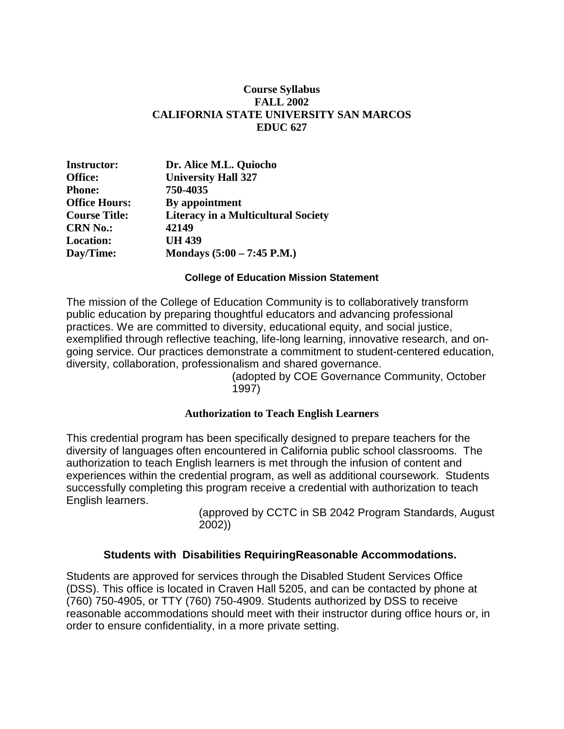**Course Syllabus**
**FALL 2002**
**CALIFORNIA STATE UNIVERSITY SAN MARCOS**
**EDUC 627**

| | |
|---|---|
| **Instructor:** | **Dr. Alice M.L. Quiocho** |
| **Office:** | **University Hall 327** |
| **Phone:** | **750-4035** |
| **Office Hours:** | **By appointment** |
| **Course Title:** | **Literacy in a Multicultural Society** |
| **CRN No.:** | **42149** |
| **Location:** | **UH 439** |
| **Day/Time:** | **Mondays (5:00 – 7:45 P.M.)** |

## College of Education Mission Statement

The mission of the College of Education Community is to collaboratively transform public education by preparing thoughtful educators and advancing professional practices. We are committed to diversity, educational equity, and social justice, exemplified through reflective teaching, life-long learning, innovative research, and on-going service. Our practices demonstrate a commitment to student-centered education, diversity, collaboration, professionalism and shared governance.

(adopted by COE Governance Community, October 1997)

## Authorization to Teach English Learners

This credential program has been specifically designed to prepare teachers for the diversity of languages often encountered in California public school classrooms. The authorization to teach English learners is met through the infusion of content and experiences within the credential program, as well as additional coursework. Students successfully completing this program receive a credential with authorization to teach English learners.

(approved by CCTC in SB 2042 Program Standards, August 2002))

## Students with Disabilities RequiringReasonable Accommodations.

Students are approved for services through the Disabled Student Services Office (DSS). This office is located in Craven Hall 5205, and can be contacted by phone at (760) 750-4905, or TTY (760) 750-4909. Students authorized by DSS to receive reasonable accommodations should meet with their instructor during office hours or, in order to ensure confidentiality, in a more private setting.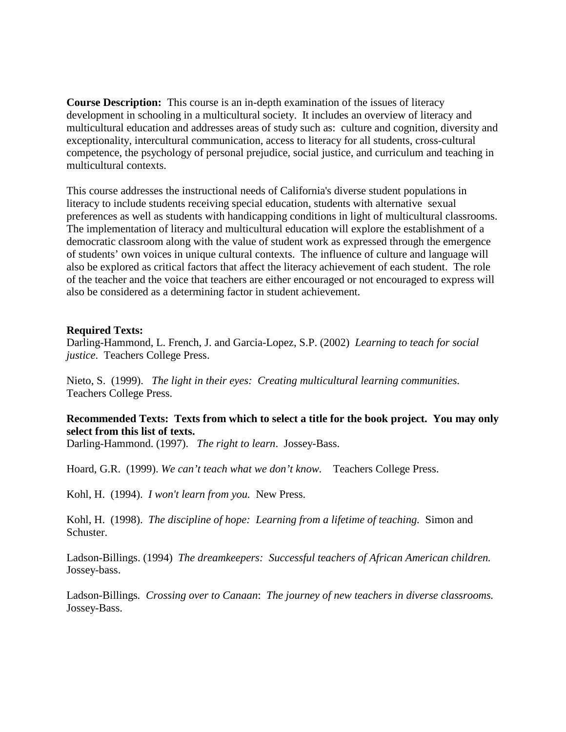**Course Description:** This course is an in-depth examination of the issues of literacy development in schooling in a multicultural society. It includes an overview of literacy and multicultural education and addresses areas of study such as: culture and cognition, diversity and exceptionality, intercultural communication, access to literacy for all students, cross-cultural competence, the psychology of personal prejudice, social justice, and curriculum and teaching in multicultural contexts.

This course addresses the instructional needs of California's diverse student populations in literacy to include students receiving special education, students with alternative sexual preferences as well as students with handicapping conditions in light of multicultural classrooms. The implementation of literacy and multicultural education will explore the establishment of a democratic classroom along with the value of student work as expressed through the emergence of students' own voices in unique cultural contexts. The influence of culture and language will also be explored as critical factors that affect the literacy achievement of each student. The role of the teacher and the voice that teachers are either encouraged or not encouraged to express will also be considered as a determining factor in student achievement.

**Required Texts:**

Darling-Hammond, L. French, J. and Garcia-Lopez, S.P. (2002) *Learning to teach for social justice*. Teachers College Press.

Nieto, S. (1999). *The light in their eyes: Creating multicultural learning communities.* Teachers College Press.

**Recommended Texts: Texts from which to select a title for the book project. You may only select from this list of texts.**

Darling-Hammond. (1997). *The right to learn*. Jossey-Bass.

Hoard, G.R. (1999). *We can't teach what we don't know.* Teachers College Press.

Kohl, H. (1994). *I won't learn from you.* New Press.

Kohl, H. (1998). *The discipline of hope: Learning from a lifetime of teaching.* Simon and Schuster.

Ladson-Billings. (1994) *The dreamkeepers: Successful teachers of African American children.* Jossey-bass.

Ladson-Billings. *Crossing over to Canaan*: *The journey of new teachers in diverse classrooms.* Jossey-Bass.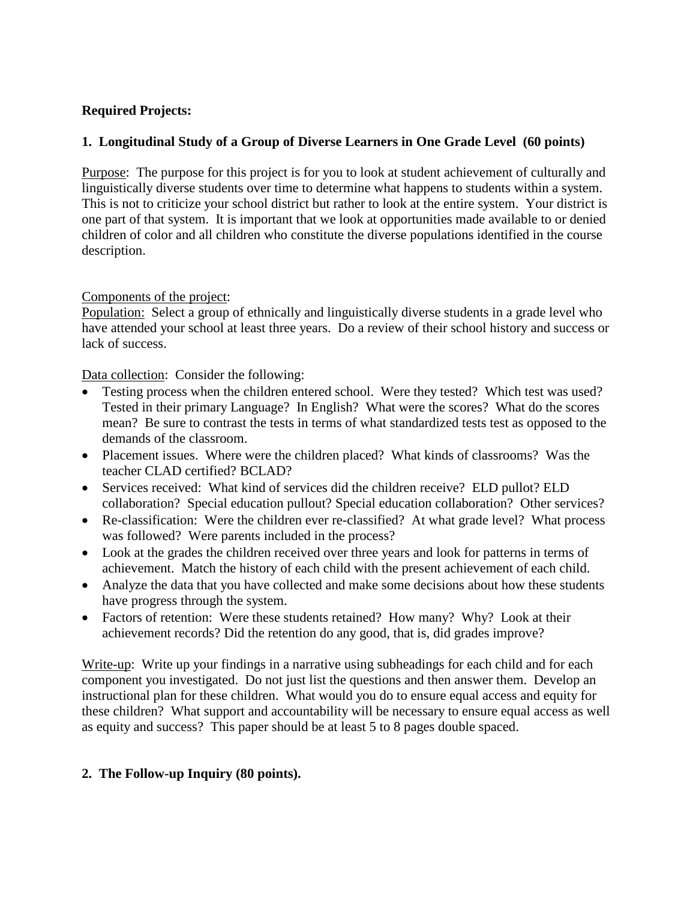**Required Projects:**

**1. Longitudinal Study of a Group of Diverse Learners in One Grade Level (60 points)**

Purpose: The purpose for this project is for you to look at student achievement of culturally and linguistically diverse students over time to determine what happens to students within a system. This is not to criticize your school district but rather to look at the entire system. Your district is one part of that system. It is important that we look at opportunities made available to or denied children of color and all children who constitute the diverse populations identified in the course description.

Components of the project:

Population: Select a group of ethnically and linguistically diverse students in a grade level who have attended your school at least three years. Do a review of their school history and success or lack of success.

Data collection: Consider the following:

- Testing process when the children entered school. Were they tested? Which test was used? Tested in their primary Language? In English? What were the scores? What do the scores mean? Be sure to contrast the tests in terms of what standardized tests test as opposed to the demands of the classroom.
- Placement issues. Where were the children placed? What kinds of classrooms? Was the teacher CLAD certified? BCLAD?
- Services received: What kind of services did the children receive? ELD pullot? ELD collaboration? Special education pullout? Special education collaboration? Other services?
- Re-classification: Were the children ever re-classified? At what grade level? What process was followed? Were parents included in the process?
- Look at the grades the children received over three years and look for patterns in terms of achievement. Match the history of each child with the present achievement of each child.
- Analyze the data that you have collected and make some decisions about how these students have progress through the system.
- Factors of retention: Were these students retained? How many? Why? Look at their achievement records? Did the retention do any good, that is, did grades improve?

Write-up: Write up your findings in a narrative using subheadings for each child and for each component you investigated. Do not just list the questions and then answer them. Develop an instructional plan for these children. What would you do to ensure equal access and equity for these children? What support and accountability will be necessary to ensure equal access as well as equity and success? This paper should be at least 5 to 8 pages double spaced.

**2. The Follow-up Inquiry (80 points).**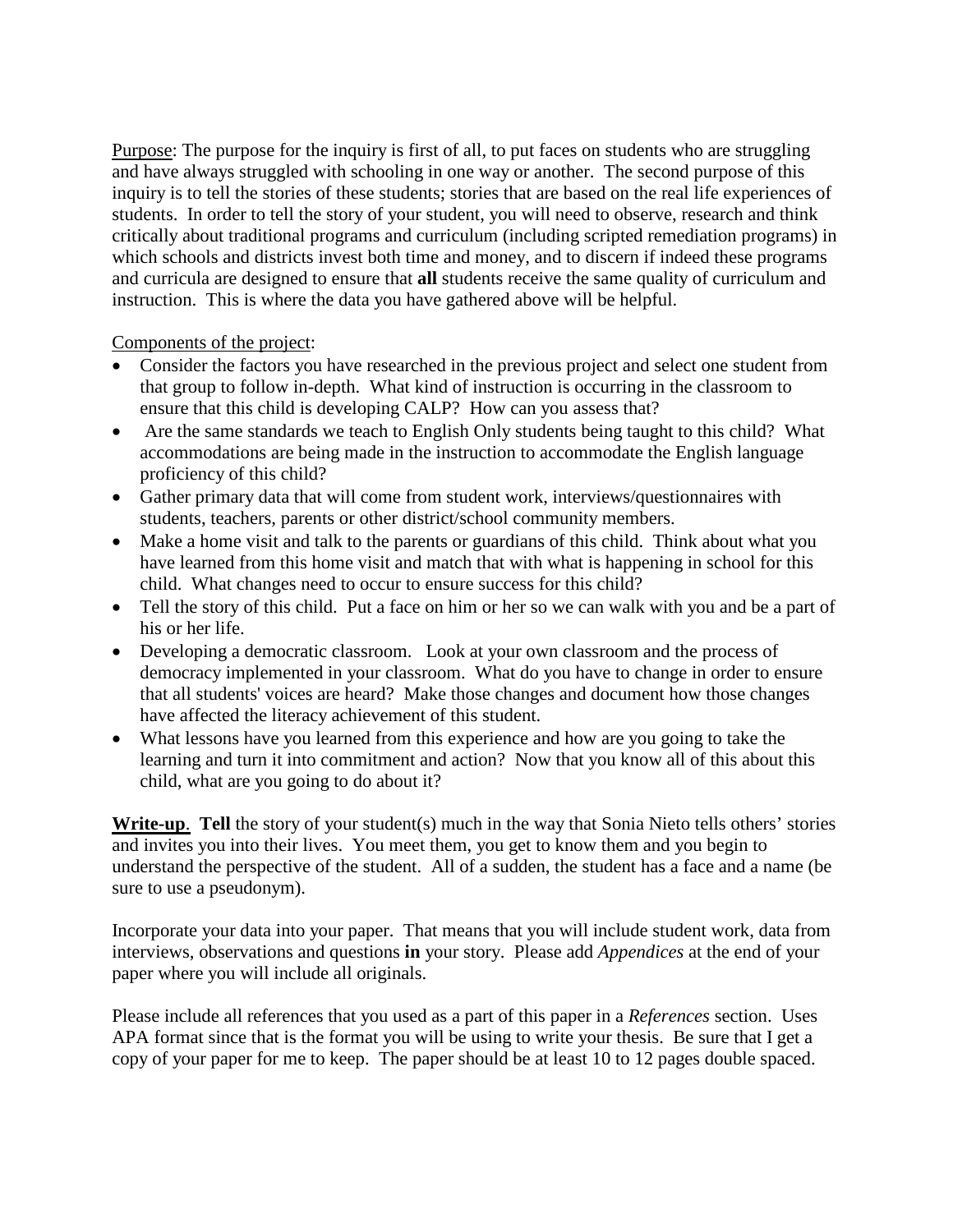Purpose: The purpose for the inquiry is first of all, to put faces on students who are struggling and have always struggled with schooling in one way or another. The second purpose of this inquiry is to tell the stories of these students; stories that are based on the real life experiences of students. In order to tell the story of your student, you will need to observe, research and think critically about traditional programs and curriculum (including scripted remediation programs) in which schools and districts invest both time and money, and to discern if indeed these programs and curricula are designed to ensure that **all** students receive the same quality of curriculum and instruction. This is where the data you have gathered above will be helpful.

Components of the project:

- Consider the factors you have researched in the previous project and select one student from that group to follow in-depth. What kind of instruction is occurring in the classroom to ensure that this child is developing CALP? How can you assess that?
- Are the same standards we teach to English Only students being taught to this child? What accommodations are being made in the instruction to accommodate the English language proficiency of this child?
- Gather primary data that will come from student work, interviews/questionnaires with students, teachers, parents or other district/school community members.
- Make a home visit and talk to the parents or guardians of this child. Think about what you have learned from this home visit and match that with what is happening in school for this child. What changes need to occur to ensure success for this child?
- Tell the story of this child. Put a face on him or her so we can walk with you and be a part of his or her life.
- Developing a democratic classroom. Look at your own classroom and the process of democracy implemented in your classroom. What do you have to change in order to ensure that all students' voices are heard? Make those changes and document how those changes have affected the literacy achievement of this student.
- What lessons have you learned from this experience and how are you going to take the learning and turn it into commitment and action? Now that you know all of this about this child, what are you going to do about it?

**Write-up**. **Tell** the story of your student(s) much in the way that Sonia Nieto tells others' stories and invites you into their lives. You meet them, you get to know them and you begin to understand the perspective of the student. All of a sudden, the student has a face and a name (be sure to use a pseudonym).

Incorporate your data into your paper. That means that you will include student work, data from interviews, observations and questions **in** your story. Please add *Appendices* at the end of your paper where you will include all originals.

Please include all references that you used as a part of this paper in a *References* section. Uses APA format since that is the format you will be using to write your thesis. Be sure that I get a copy of your paper for me to keep. The paper should be at least 10 to 12 pages double spaced.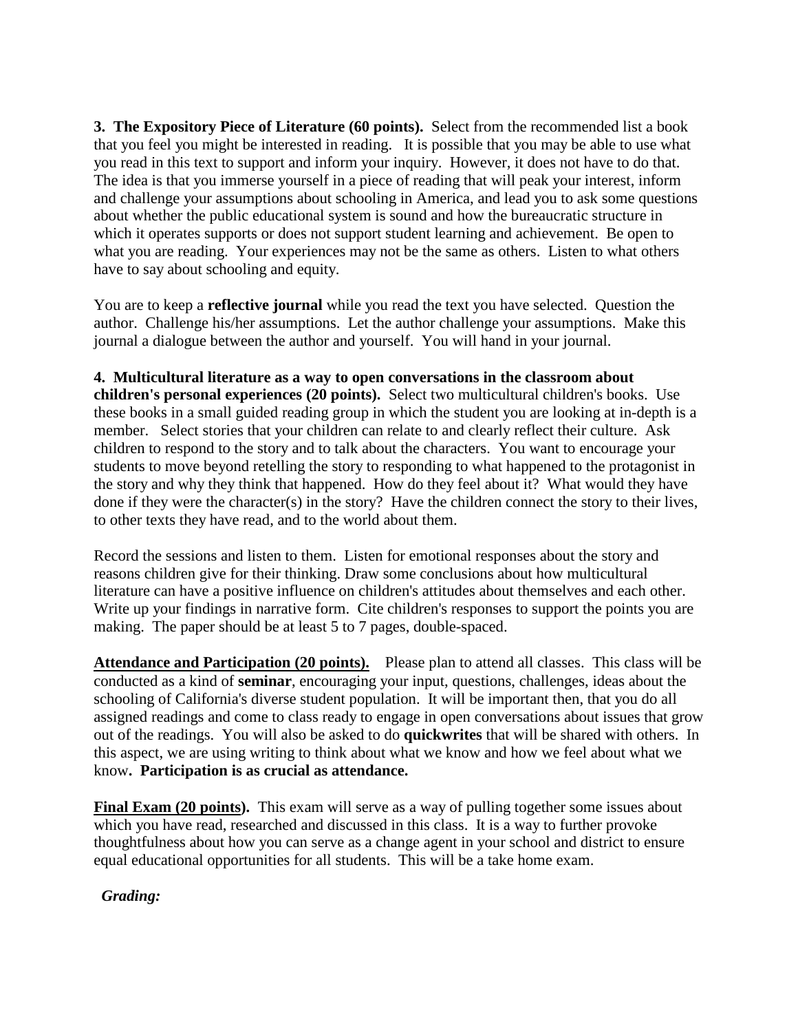**3. The Expository Piece of Literature (60 points).** Select from the recommended list a book that you feel you might be interested in reading. It is possible that you may be able to use what you read in this text to support and inform your inquiry. However, it does not have to do that. The idea is that you immerse yourself in a piece of reading that will peak your interest, inform and challenge your assumptions about schooling in America, and lead you to ask some questions about whether the public educational system is sound and how the bureaucratic structure in which it operates supports or does not support student learning and achievement. Be open to what you are reading. Your experiences may not be the same as others. Listen to what others have to say about schooling and equity.

You are to keep a **reflective journal** while you read the text you have selected. Question the author. Challenge his/her assumptions. Let the author challenge your assumptions. Make this journal a dialogue between the author and yourself. You will hand in your journal.

**4. Multicultural literature as a way to open conversations in the classroom about children's personal experiences (20 points).** Select two multicultural children's books. Use these books in a small guided reading group in which the student you are looking at in-depth is a member. Select stories that your children can relate to and clearly reflect their culture. Ask children to respond to the story and to talk about the characters. You want to encourage your students to move beyond retelling the story to responding to what happened to the protagonist in the story and why they think that happened. How do they feel about it? What would they have done if they were the character(s) in the story? Have the children connect the story to their lives, to other texts they have read, and to the world about them.

Record the sessions and listen to them. Listen for emotional responses about the story and reasons children give for their thinking. Draw some conclusions about how multicultural literature can have a positive influence on children's attitudes about themselves and each other. Write up your findings in narrative form. Cite children's responses to support the points you are making. The paper should be at least 5 to 7 pages, double-spaced.

<u>**Attendance and Participation (20 points).**</u> Please plan to attend all classes. This class will be conducted as a kind of **seminar**, encouraging your input, questions, challenges, ideas about the schooling of California's diverse student population. It will be important then, that you do all assigned readings and come to class ready to engage in open conversations about issues that grow out of the readings. You will also be asked to do **quickwrites** that will be shared with others. In this aspect, we are using writing to think about what we know and how we feel about what we know**. Participation is as crucial as attendance.**

<u>**Final Exam (20 points)**</u>**.** This exam will serve as a way of pulling together some issues about which you have read, researched and discussed in this class. It is a way to further provoke thoughtfulness about how you can serve as a change agent in your school and district to ensure equal educational opportunities for all students. This will be a take home exam.

***Grading:***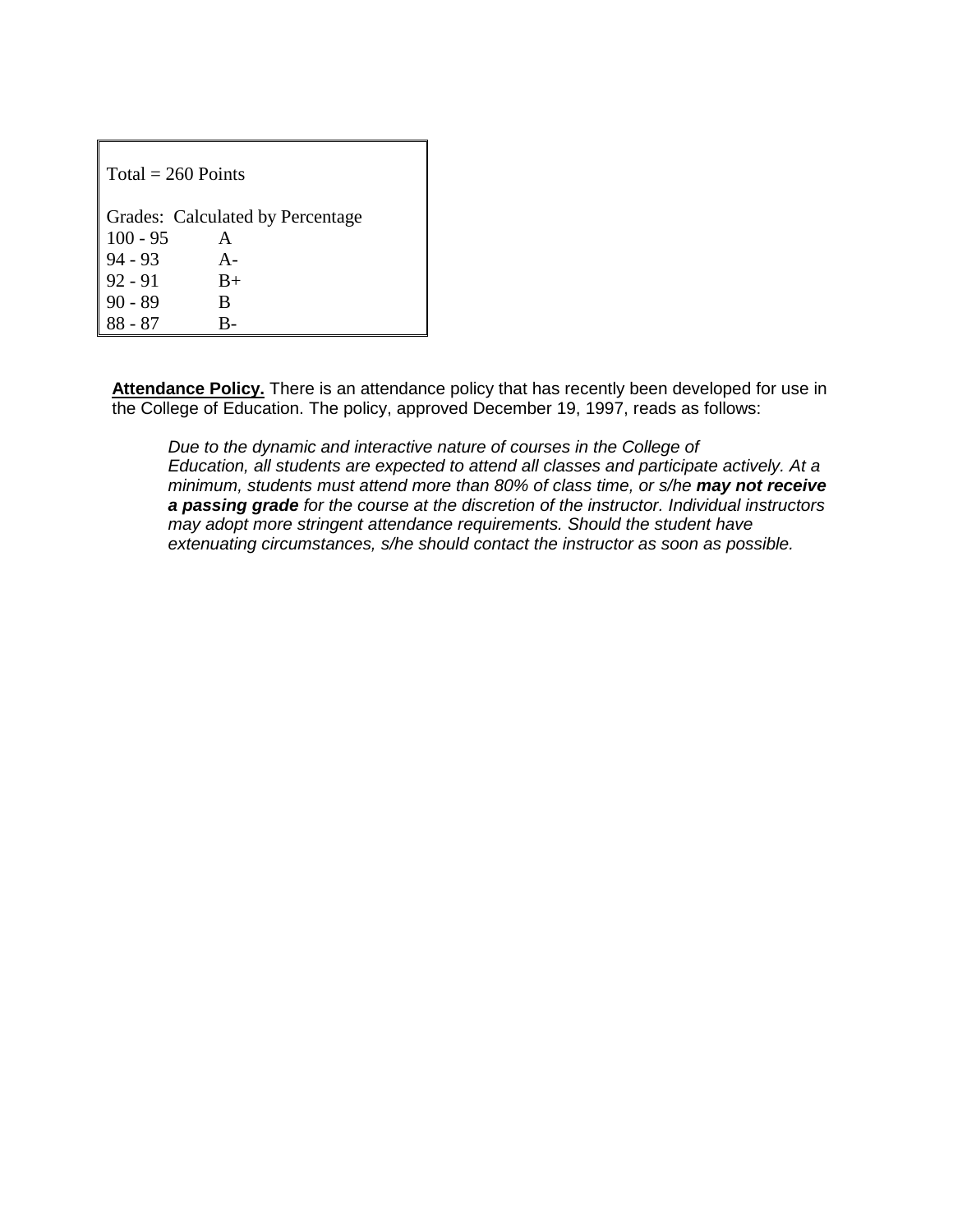Total = 260 Points

Grades: Calculated by Percentage

| Percentage | Grade |
|---|---|
| 100 - 95 | A |
| 94 - 93 | A- |
| 92 - 91 | B+ |
| 90 - 89 | B |
| 88 - 87 | B- |

**Attendance Policy.** There is an attendance policy that has recently been developed for use in the College of Education. The policy, approved December 19, 1997, reads as follows:

> *Due to the dynamic and interactive nature of courses in the College of Education, all students are expected to attend all classes and participate actively. At a minimum, students must attend more than 80% of class time, or s/he* ***may not receive a passing grade*** *for the course at the discretion of the instructor. Individual instructors may adopt more stringent attendance requirements. Should the student have extenuating circumstances, s/he should contact the instructor as soon as possible.*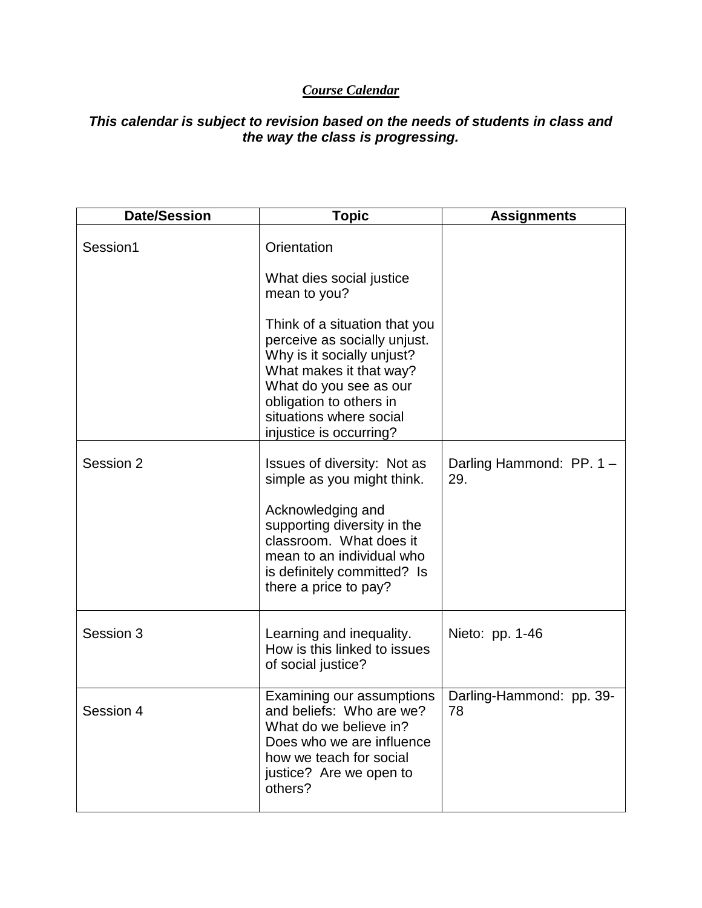***Course Calendar***

***This calendar is subject to revision based on the needs of students in class and the way the class is progressing.***

| Date/Session | Topic | Assignments |
|---|---|---|
| Session1 | Orientation<br><br>What dies social justice mean to you?<br><br>Think of a situation that you perceive as socially unjust. Why is it socially unjust? What makes it that way? What do you see as our obligation to others in situations where social injustice is occurring? | |
| Session 2 | Issues of diversity: Not as simple as you might think.<br><br>Acknowledging and supporting diversity in the classroom. What does it mean to an individual who is definitely committed? Is there a price to pay? | Darling Hammond: PP. 1 – 29. |
| Session 3 | Learning and inequality. How is this linked to issues of social justice? | Nieto: pp. 1-46 |
| Session 4 | Examining our assumptions and beliefs: Who are we? What do we believe in? Does who we are influence how we teach for social justice? Are we open to others? | Darling-Hammond: pp. 39-78 |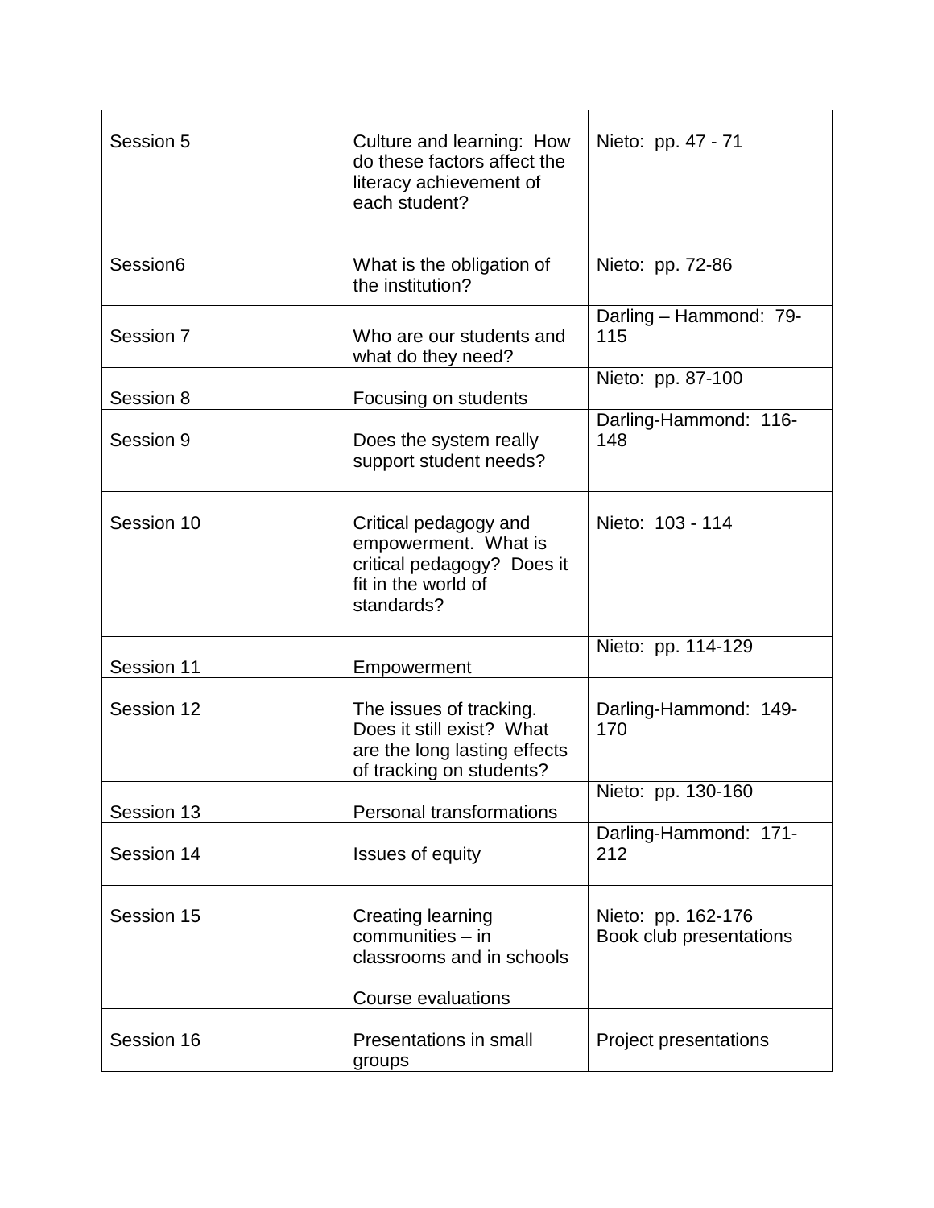| | | |
|---|---|---|
| Session 5 | Culture and learning: How do these factors affect the literacy achievement of each student? | Nieto: pp. 47 - 71 |
| Session6 | What is the obligation of the institution? | Nieto: pp. 72-86 |
| Session 7 | Who are our students and what do they need? | Darling – Hammond: 79-115 |
| Session 8 | Focusing on students | Nieto: pp. 87-100 |
| Session 9 | Does the system really support student needs? | Darling-Hammond: 116-148 |
| Session 10 | Critical pedagogy and empowerment. What is critical pedagogy? Does it fit in the world of standards? | Nieto: 103 - 114 |
| Session 11 | Empowerment | Nieto: pp. 114-129 |
| Session 12 | The issues of tracking. Does it still exist? What are the long lasting effects of tracking on students? | Darling-Hammond: 149-170 |
| Session 13 | Personal transformations | Nieto: pp. 130-160 |
| Session 14 | Issues of equity | Darling-Hammond: 171-212 |
| Session 15 | Creating learning communities – in classrooms and in schools<br><br>Course evaluations | Nieto: pp. 162-176<br>Book club presentations |
| Session 16 | Presentations in small groups | Project presentations |